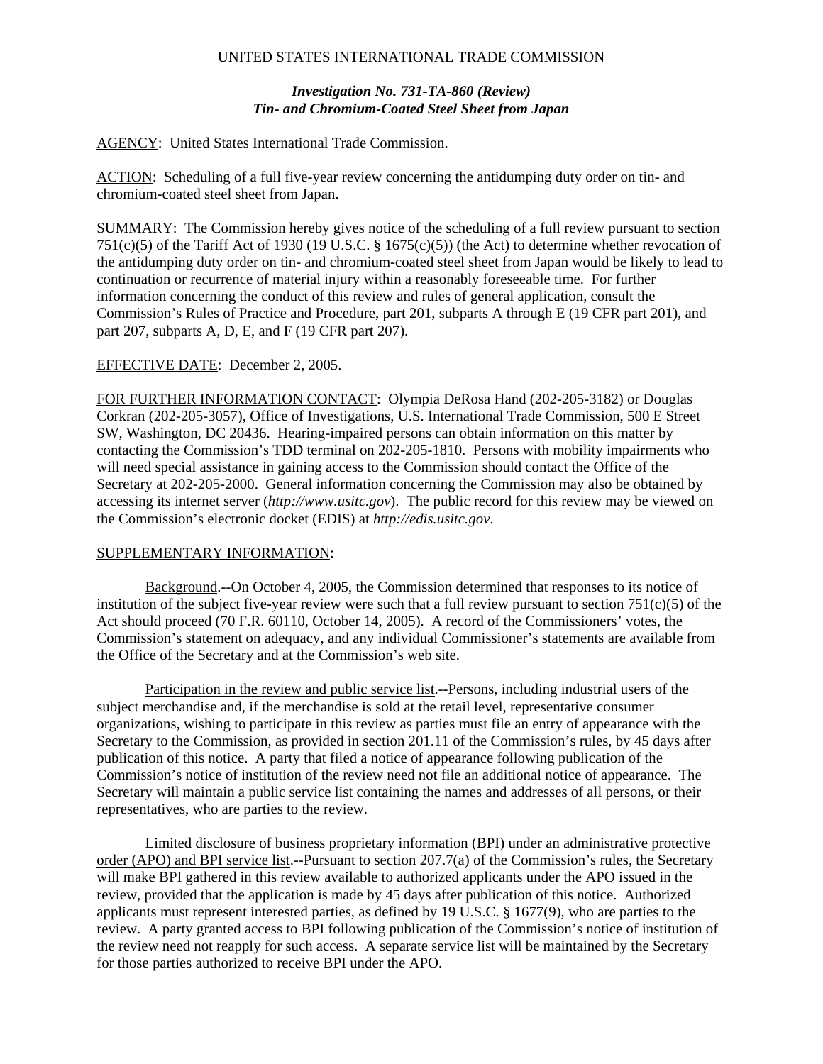UNITED STATES INTERNATIONAL TRADE COMMISSION

***Investigation No. 731-TA-860 (Review)***
***Tin- and Chromium-Coated Steel Sheet from Japan***

AGENCY: United States International Trade Commission.

ACTION: Scheduling of a full five-year review concerning the antidumping duty order on tin- and chromium-coated steel sheet from Japan.

SUMMARY: The Commission hereby gives notice of the scheduling of a full review pursuant to section 751(c)(5) of the Tariff Act of 1930 (19 U.S.C. § 1675(c)(5)) (the Act) to determine whether revocation of the antidumping duty order on tin- and chromium-coated steel sheet from Japan would be likely to lead to continuation or recurrence of material injury within a reasonably foreseeable time. For further information concerning the conduct of this review and rules of general application, consult the Commission's Rules of Practice and Procedure, part 201, subparts A through E (19 CFR part 201), and part 207, subparts A, D, E, and F (19 CFR part 207).

EFFECTIVE DATE: December 2, 2005.

FOR FURTHER INFORMATION CONTACT: Olympia DeRosa Hand (202-205-3182) or Douglas Corkran (202-205-3057), Office of Investigations, U.S. International Trade Commission, 500 E Street SW, Washington, DC 20436. Hearing-impaired persons can obtain information on this matter by contacting the Commission's TDD terminal on 202-205-1810. Persons with mobility impairments who will need special assistance in gaining access to the Commission should contact the Office of the Secretary at 202-205-2000. General information concerning the Commission may also be obtained by accessing its internet server (*http://www.usitc.gov*). The public record for this review may be viewed on the Commission's electronic docket (EDIS) at *http://edis.usitc.gov*.

SUPPLEMENTARY INFORMATION:

Background.--On October 4, 2005, the Commission determined that responses to its notice of institution of the subject five-year review were such that a full review pursuant to section 751(c)(5) of the Act should proceed (70 F.R. 60110, October 14, 2005). A record of the Commissioners' votes, the Commission's statement on adequacy, and any individual Commissioner's statements are available from the Office of the Secretary and at the Commission's web site.

Participation in the review and public service list.--Persons, including industrial users of the subject merchandise and, if the merchandise is sold at the retail level, representative consumer organizations, wishing to participate in this review as parties must file an entry of appearance with the Secretary to the Commission, as provided in section 201.11 of the Commission's rules, by 45 days after publication of this notice. A party that filed a notice of appearance following publication of the Commission's notice of institution of the review need not file an additional notice of appearance. The Secretary will maintain a public service list containing the names and addresses of all persons, or their representatives, who are parties to the review.

Limited disclosure of business proprietary information (BPI) under an administrative protective order (APO) and BPI service list.--Pursuant to section 207.7(a) of the Commission's rules, the Secretary will make BPI gathered in this review available to authorized applicants under the APO issued in the review, provided that the application is made by 45 days after publication of this notice. Authorized applicants must represent interested parties, as defined by 19 U.S.C. § 1677(9), who are parties to the review. A party granted access to BPI following publication of the Commission's notice of institution of the review need not reapply for such access. A separate service list will be maintained by the Secretary for those parties authorized to receive BPI under the APO.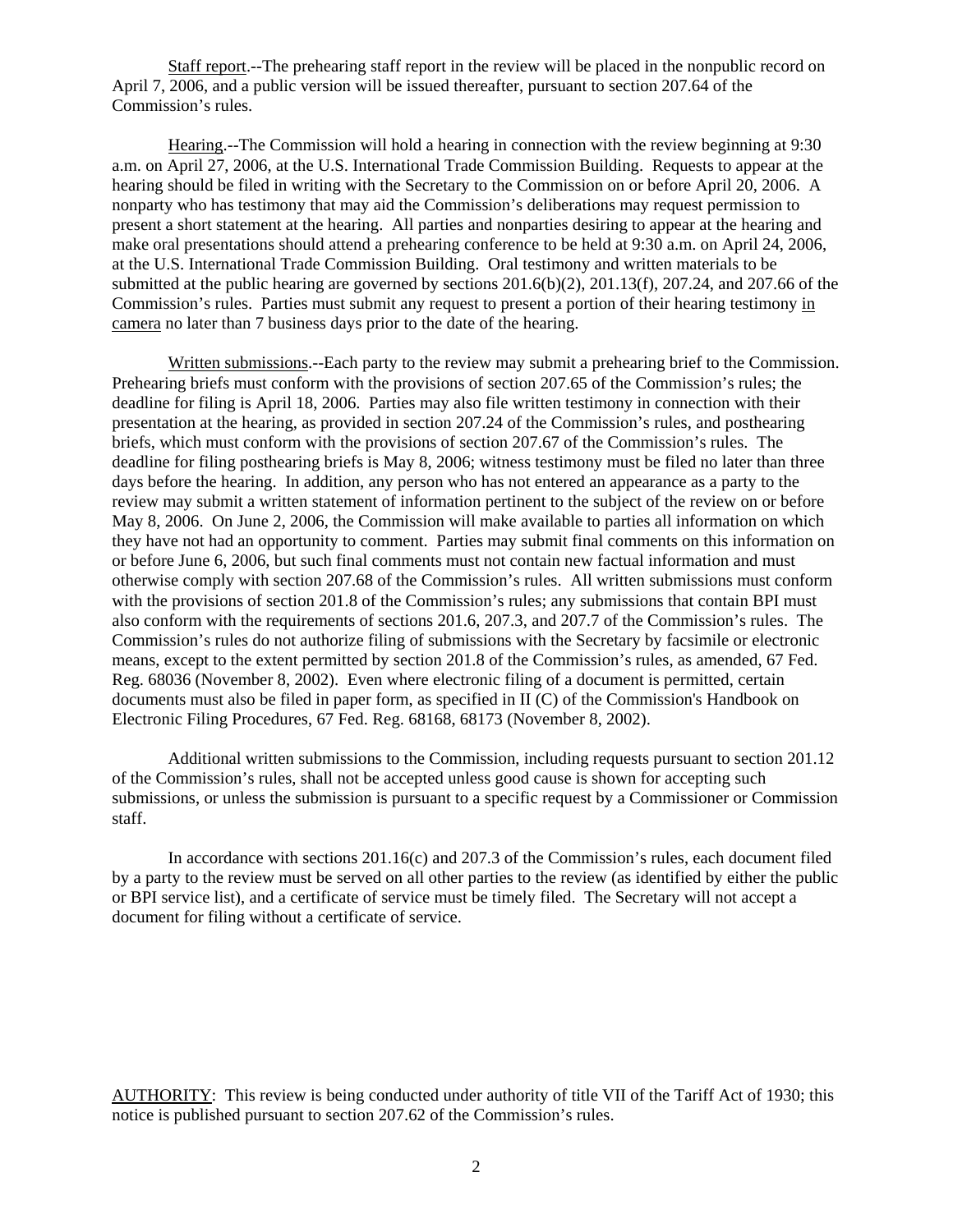Staff report.--The prehearing staff report in the review will be placed in the nonpublic record on April 7, 2006, and a public version will be issued thereafter, pursuant to section 207.64 of the Commission's rules.

Hearing.--The Commission will hold a hearing in connection with the review beginning at 9:30 a.m. on April 27, 2006, at the U.S. International Trade Commission Building. Requests to appear at the hearing should be filed in writing with the Secretary to the Commission on or before April 20, 2006. A nonparty who has testimony that may aid the Commission's deliberations may request permission to present a short statement at the hearing. All parties and nonparties desiring to appear at the hearing and make oral presentations should attend a prehearing conference to be held at 9:30 a.m. on April 24, 2006, at the U.S. International Trade Commission Building. Oral testimony and written materials to be submitted at the public hearing are governed by sections 201.6(b)(2), 201.13(f), 207.24, and 207.66 of the Commission's rules. Parties must submit any request to present a portion of their hearing testimony in camera no later than 7 business days prior to the date of the hearing.

Written submissions.--Each party to the review may submit a prehearing brief to the Commission. Prehearing briefs must conform with the provisions of section 207.65 of the Commission's rules; the deadline for filing is April 18, 2006. Parties may also file written testimony in connection with their presentation at the hearing, as provided in section 207.24 of the Commission's rules, and posthearing briefs, which must conform with the provisions of section 207.67 of the Commission's rules. The deadline for filing posthearing briefs is May 8, 2006; witness testimony must be filed no later than three days before the hearing. In addition, any person who has not entered an appearance as a party to the review may submit a written statement of information pertinent to the subject of the review on or before May 8, 2006. On June 2, 2006, the Commission will make available to parties all information on which they have not had an opportunity to comment. Parties may submit final comments on this information on or before June 6, 2006, but such final comments must not contain new factual information and must otherwise comply with section 207.68 of the Commission's rules. All written submissions must conform with the provisions of section 201.8 of the Commission's rules; any submissions that contain BPI must also conform with the requirements of sections 201.6, 207.3, and 207.7 of the Commission's rules. The Commission's rules do not authorize filing of submissions with the Secretary by facsimile or electronic means, except to the extent permitted by section 201.8 of the Commission's rules, as amended, 67 Fed. Reg. 68036 (November 8, 2002). Even where electronic filing of a document is permitted, certain documents must also be filed in paper form, as specified in II (C) of the Commission's Handbook on Electronic Filing Procedures, 67 Fed. Reg. 68168, 68173 (November 8, 2002).

Additional written submissions to the Commission, including requests pursuant to section 201.12 of the Commission's rules, shall not be accepted unless good cause is shown for accepting such submissions, or unless the submission is pursuant to a specific request by a Commissioner or Commission staff.

In accordance with sections 201.16(c) and 207.3 of the Commission's rules, each document filed by a party to the review must be served on all other parties to the review (as identified by either the public or BPI service list), and a certificate of service must be timely filed. The Secretary will not accept a document for filing without a certificate of service.

AUTHORITY: This review is being conducted under authority of title VII of the Tariff Act of 1930; this notice is published pursuant to section 207.62 of the Commission's rules.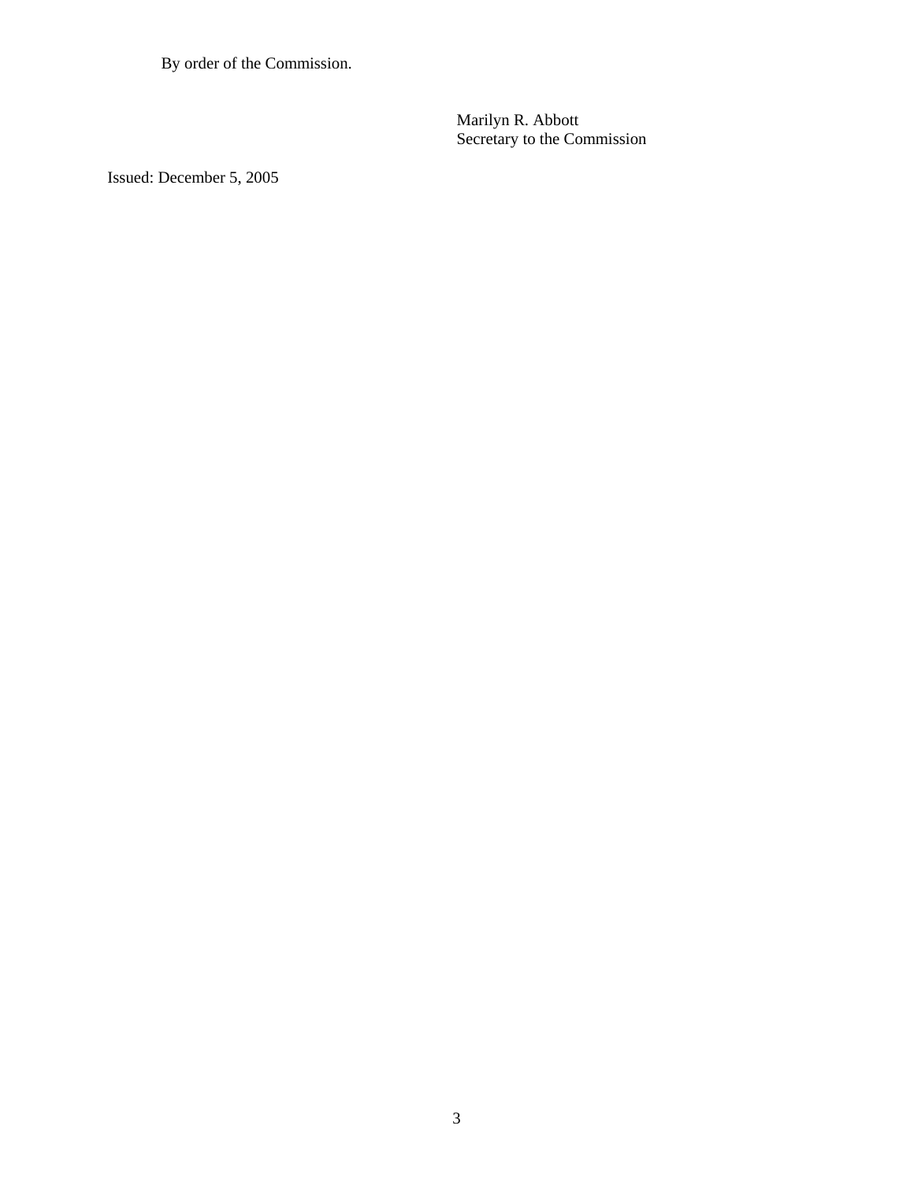By order of the Commission.

Marilyn R. Abbott
Secretary to the Commission

Issued: December 5, 2005